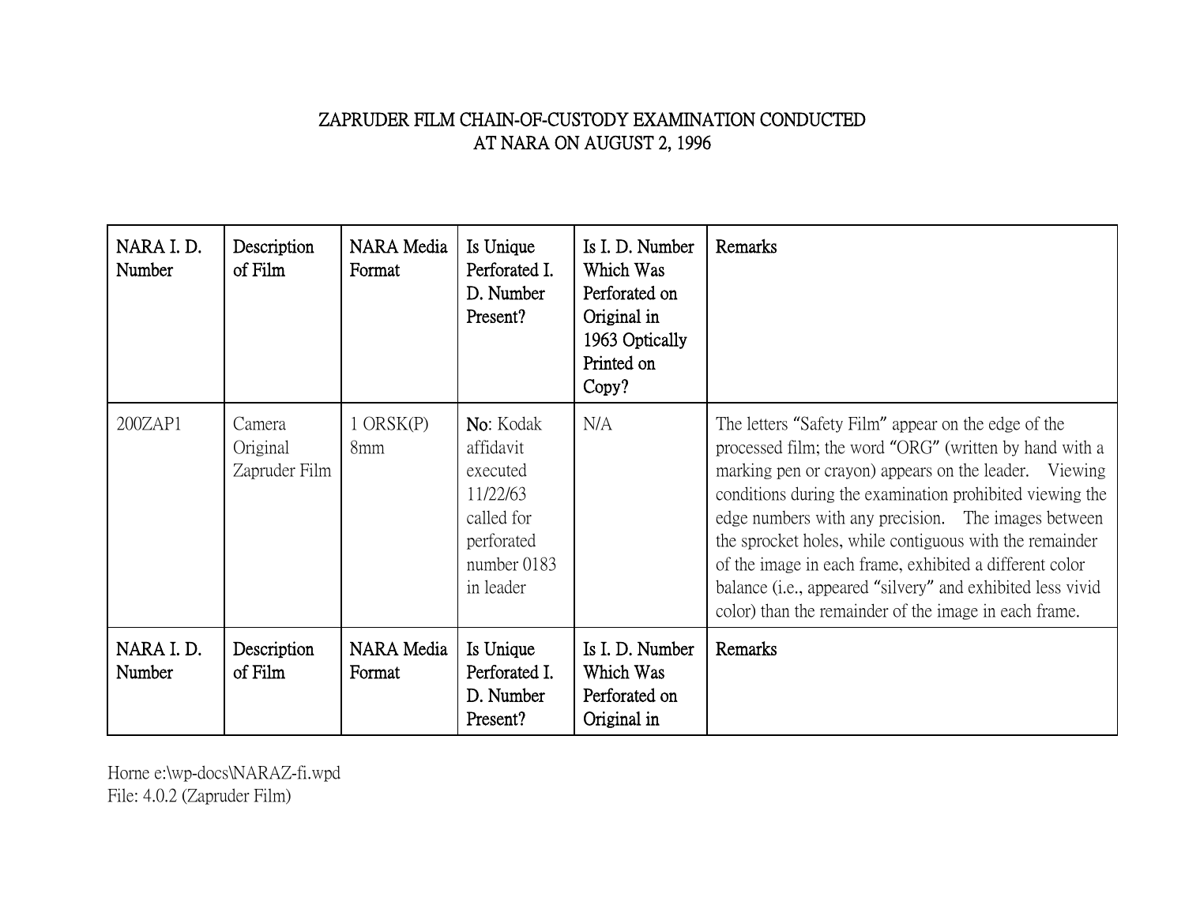# ZAPRUDER FILM CHAIN-OF-CUSTODY EXAMINATION CONDUCTED AT NARA ON AUGUST 2, 1996

| NARA I. D. Number | Description of Film | NARA Media Format | Is Unique Perforated I. D. Number Present? | Is I. D. Number Which Was Perforated on Original in 1963 Optically Printed on Copy? | Remarks |
|---|---|---|---|---|---|
| 200ZAP1 | Camera Original Zapruder Film | 1 ORSK(P) 8mm | **No**: Kodak affidavit executed 11/22/63 called for perforated number 0183 in leader | N/A | The letters "Safety Film" appear on the edge of the processed film; the word "ORG" (written by hand with a marking pen or crayon) appears on the leader. Viewing conditions during the examination prohibited viewing the edge numbers with any precision. The images between the sprocket holes, while contiguous with the remainder of the image in each frame, exhibited a different color balance (i.e., appeared "silvery" and exhibited less vivid color) than the remainder of the image in each frame. |
| **NARA I. D. Number** | **Description of Film** | **NARA Media Format** | **Is Unique Perforated I. D. Number Present?** | **Is I. D. Number Which Was Perforated on Original in** | **Remarks** |

Horne e:\wp-docs\NARAZ-fi.wpd
File: 4.0.2 (Zapruder Film)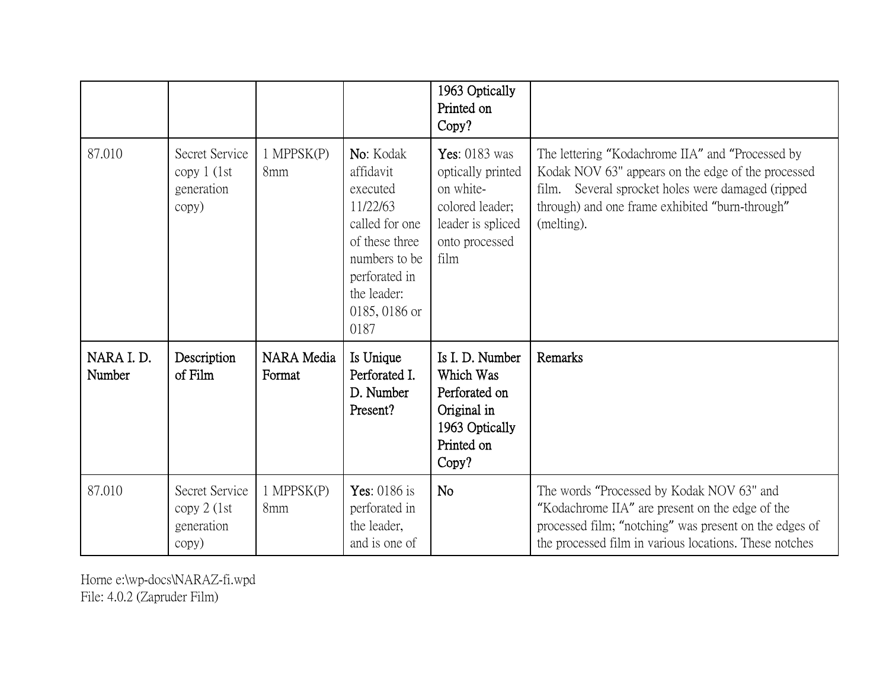| | | | | 1963 Optically Printed on Copy? | |
|---|---|---|---|---|---|
| 87.010 | Secret Service copy 1 (1st generation copy) | 1 MPPSK(P) 8mm | **No**: Kodak affidavit executed 11/22/63 called for one of these three numbers to be perforated in the leader: 0185, 0186 or 0187 | **Yes**: 0183 was optically printed on white-colored leader; leader is spliced onto processed film | The lettering "Kodachrome IIA" and "Processed by Kodak NOV 63" appears on the edge of the processed film. Several sprocket holes were damaged (ripped through) and one frame exhibited "burn-through" (melting). |
| **NARA I. D. Number** | **Description of Film** | **NARA Media Format** | **Is Unique Perforated I. D. Number Present?** | **Is I. D. Number Which Was Perforated on Original in 1963 Optically Printed on Copy?** | **Remarks** |
| 87.010 | Secret Service copy 2 (1st generation copy) | 1 MPPSK(P) 8mm | **Yes**: 0186 is perforated in the leader, and is one of | **No** | The words "Processed by Kodak NOV 63" and "Kodachrome IIA" are present on the edge of the processed film; "notching" was present on the edges of the processed film in various locations. These notches |

Horne e:\wp-docs\NARAZ-fi.wpd
File: 4.0.2 (Zapruder Film)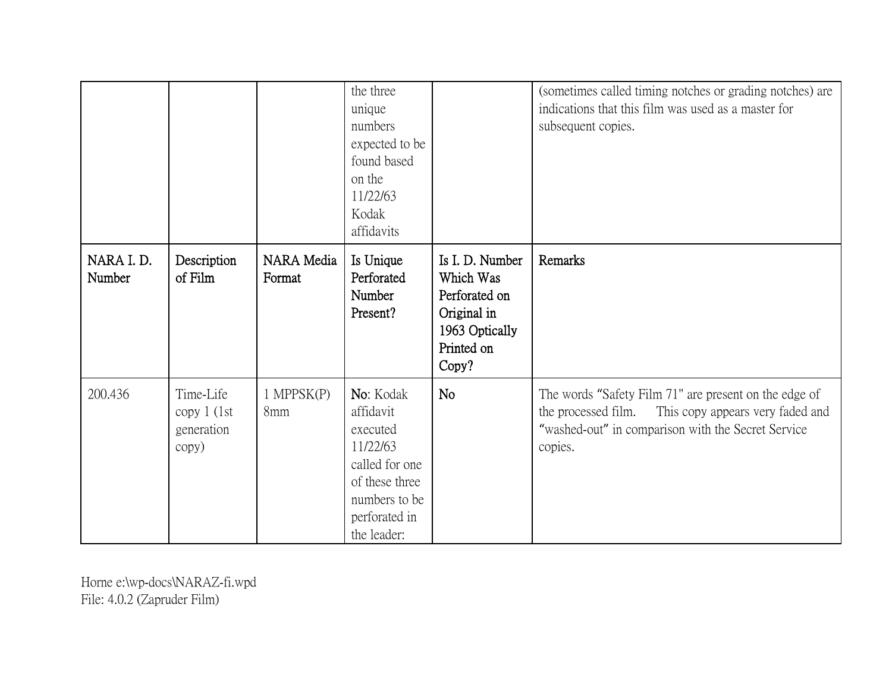| | | | the three unique numbers expected to be found based on the 11/22/63 Kodak affidavits | | (sometimes called timing notches or grading notches) are indications that this film was used as a master for subsequent copies. |
|---|---|---|---|---|---|
| **NARA I. D. Number** | **Description of Film** | **NARA Media Format** | **Is Unique Perforated Number Present?** | **Is I. D. Number Which Was Perforated on Original in 1963 Optically Printed on Copy?** | **Remarks** |
| 200.436 | Time-Life copy 1 (1st generation copy) | 1 MPPSK(P) 8mm | **No**: Kodak affidavit executed 11/22/63 called for one of these three numbers to be perforated in the leader: | **No** | The words "Safety Film 71" are present on the edge of the processed film. This copy appears very faded and "washed-out" in comparison with the Secret Service copies. |

Horne e:\wp-docs\NARAZ-fi.wpd
File: 4.0.2 (Zapruder Film)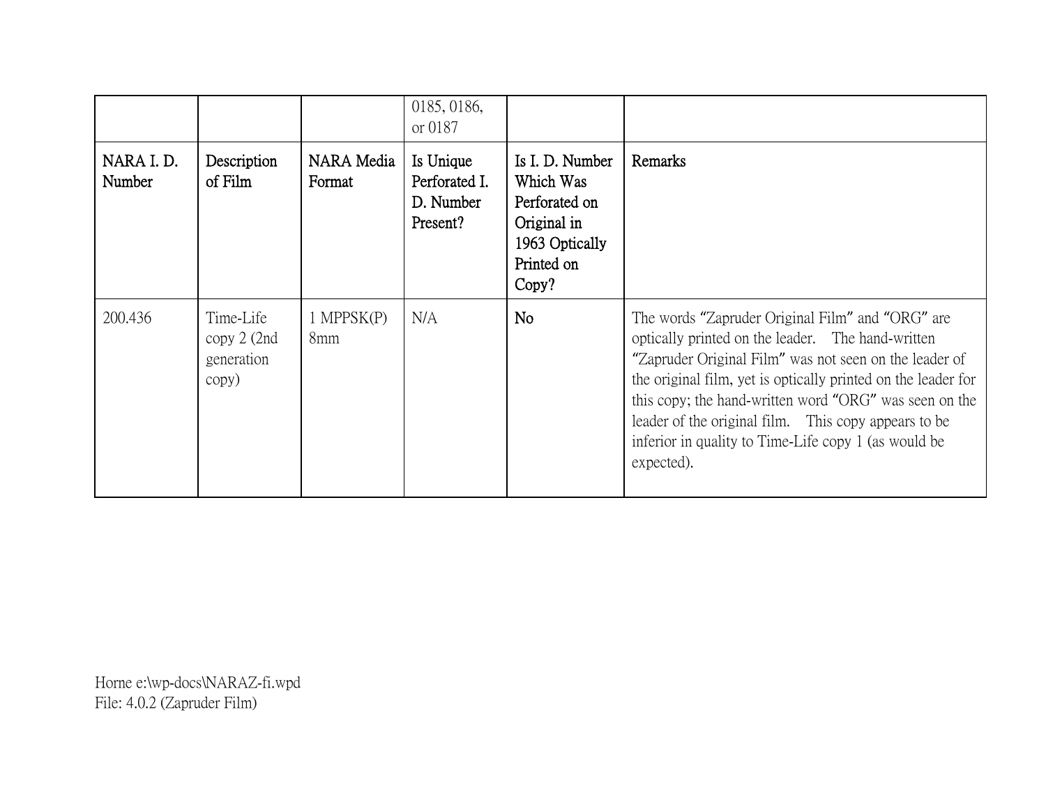| | | | | | |
|---|---|---|---|---|---|
| | | | 0185, 0186, or 0187 | | |
| **NARA I. D. Number** | **Description of Film** | **NARA Media Format** | **Is Unique Perforated I. D. Number Present?** | **Is I. D. Number Which Was Perforated on Original in 1963 Optically Printed on Copy?** | **Remarks** |
| 200.436 | Time-Life copy 2 (2nd generation copy) | 1 MPPSK(P) 8mm | N/A | **No** | The words "Zapruder Original Film" and "ORG" are optically printed on the leader. The hand-written "Zapruder Original Film" was not seen on the leader of the original film, yet is optically printed on the leader for this copy; the hand-written word "ORG" was seen on the leader of the original film. This copy appears to be inferior in quality to Time-Life copy 1 (as would be expected). |

Horne e:\wp-docs\NARAZ-fi.wpd
File: 4.0.2 (Zapruder Film)